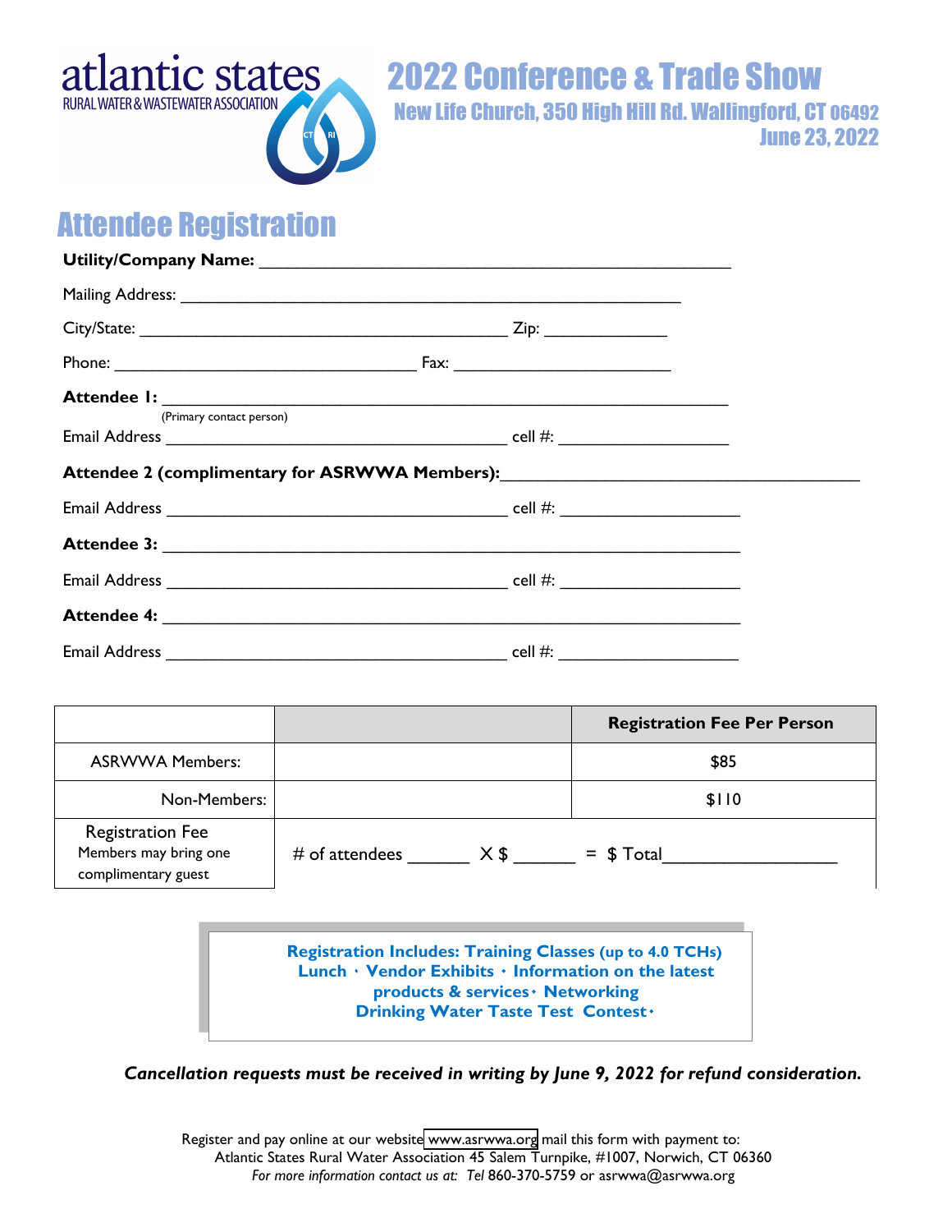atlantic states
RURAL WATER & WASTEWATER ASSOCIATION

# 2022 Conference & Trade Show

**New Life Church, 350 High Hill Rd. Wallingford, CT 06492**
**June 23, 2022**

## Attendee Registration

**Utility/Company Name:** ____________________________________________________

Mailing Address: ______________________________________________________

City/State: ________________________________________ Zip: _____________

Phone: _________________________________ Fax: ________________________

**Attendee 1:** __________________________________________________________
(Primary contact person)

Email Address ______________________________________ cell #: ___________________

**Attendee 2 (complimentary for ASRWWA Members):** ___________________________________

Email Address ______________________________________ cell #: ___________________

**Attendee 3:** __________________________________________________________

Email Address ______________________________________ cell #: ___________________

**Attendee 4:** __________________________________________________________

Email Address ______________________________________ cell #: ___________________

| | | **Registration Fee Per Person** |
|---|---|---|
| ASRWWA Members: | | $85 |
| Non-Members: | | $110 |
| Registration Fee<br>Members may bring one complimentary guest | # of attendees ______ X $ ______ = $ Total_________________ | |

**Registration Includes: Training Classes (up to 4.0 TCHs)**
**Lunch · Vendor Exhibits · Information on the latest products & services · Networking**
**Drinking Water Taste Test Contest ·**

***Cancellation requests must be received in writing by June 9, 2022 for refund consideration.***

Register and pay online at our website www.asrwwa.org mail this form with payment to:
Atlantic States Rural Water Association 45 Salem Turnpike, #1007, Norwich, CT 06360
*For more information contact us at: Tel* 860-370-5759 or asrwwa@asrwwa.org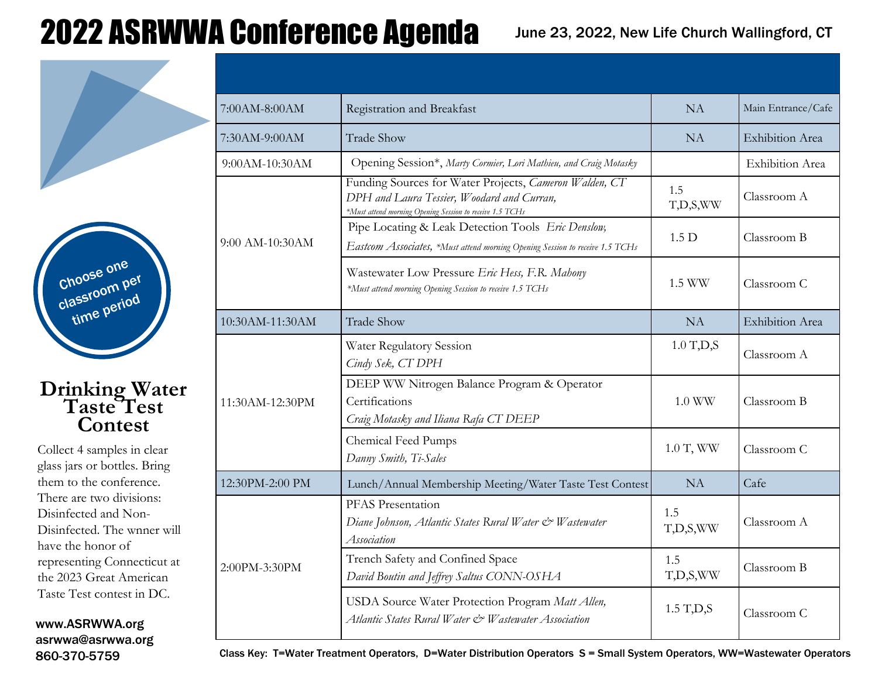# 2022 ASRWWA Conference Agenda

June 23, 2022, New Life Church Wallingford, CT

Choose one classroom per time period

| | | | |
|---|---|---|---|
| 7:00AM-8:00AM | Registration and Breakfast | NA | Main Entrance/Cafe |
| 7:30AM-9:00AM | Trade Show | NA | Exhibition Area |
| 9:00AM-10:30AM | Opening Session*, *Marty Cormier, Lori Mathieu, and Craig Motasky* | | Exhibition Area |
| 9:00 AM-10:30AM | Funding Sources for Water Projects, *Cameron Walden, CT DPH and Laura Tessier, Woodard and Curran,* *\*Must attend morning Opening Session to receive 1.5 TCHs* | 1.5 T,D,S,WW | Classroom A |
| | Pipe Locating & Leak Detection Tools *Eric Denslow, Eastcom Associates,* *\*Must attend morning Opening Session to receive 1.5 TCHs* | 1.5 D | Classroom B |
| | Wastewater Low Pressure *Eric Hess, F.R. Mahony* *\*Must attend morning Opening Session to receive 1.5 TCHs* | 1.5 WW | Classroom C |
| 10:30AM-11:30AM | Trade Show | NA | Exhibition Area |
| 11:30AM-12:30PM | Water Regulatory Session *Cindy Sek, CT DPH* | 1.0 T,D,S | Classroom A |
| | DEEP WW Nitrogen Balance Program & Operator Certifications *Craig Motasky and Iliana Rafa CT DEEP* | 1.0 WW | Classroom B |
| | Chemical Feed Pumps *Danny Smith, Ti-Sales* | 1.0 T, WW | Classroom C |
| 12:30PM-2:00 PM | Lunch/Annual Membership Meeting/Water Taste Test Contest | NA | Cafe |
| 2:00PM-3:30PM | PFAS Presentation *Diane Johnson, Atlantic States Rural Water & Wastewater Association* | 1.5 T,D,S,WW | Classroom A |
| | Trench Safety and Confined Space *David Boutin and Jeffrey Saltus CONN-OSHA* | 1.5 T,D,S,WW | Classroom B |
| | USDA Source Water Protection Program *Matt Allen, Atlantic States Rural Water & Wastewater Association* | 1.5 T,D,S | Classroom C |

Class Key: T=Water Treatment Operators, D=Water Distribution Operators S = Small System Operators, WW=Wastewater Operators

## Drinking Water Taste Test Contest

Collect 4 samples in clear glass jars or bottles. Bring them to the conference. There are two divisions: Disinfected and Non-Disinfected. The wnner will have the honor of representing Connecticut at the 2023 Great American Taste Test contest in DC.

www.ASRWWA.org
asrwwa@asrwwa.org
860-370-5759